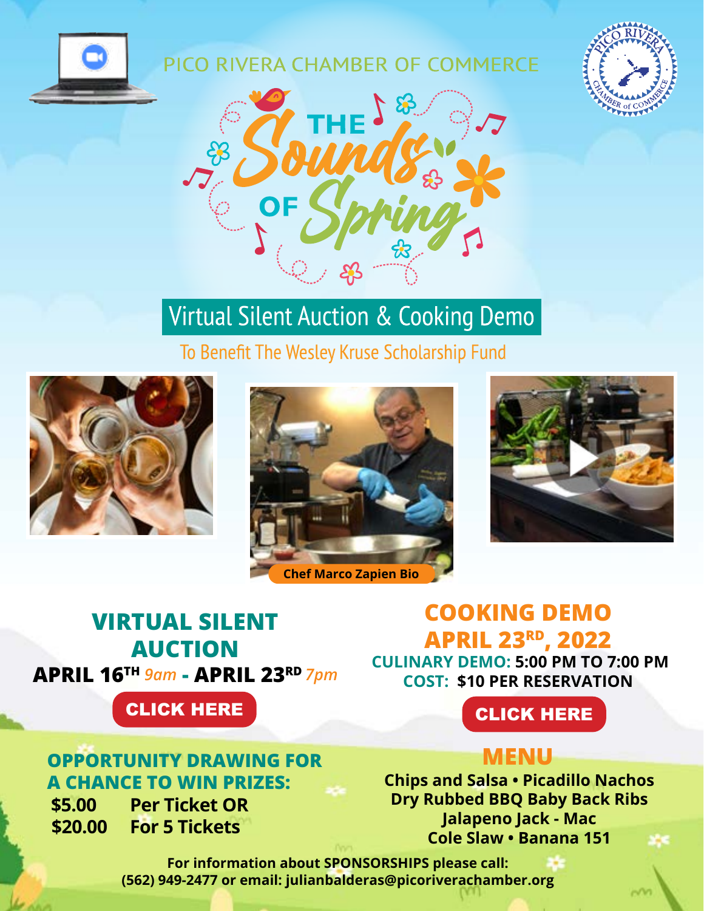PICO RIVERA CHAMBER OF COMMERCE

# THE Sounds OF Spring

## Virtual Silent Auction & Cooking Demo

To Benefit The Wesley Kruse Scholarship Fund

Chef Marco Zapien Bio

## VIRTUAL SILENT AUCTION

**APRIL 16TH** *9am* **- APRIL 23RD** *7pm*

**CLICK HERE**

### OPPORTUNITY DRAWING FOR A CHANCE TO WIN PRIZES:

**$5.00** Per Ticket OR
**$20.00** For 5 Tickets

## COOKING DEMO APRIL 23RD, 2022

**CULINARY DEMO: 5:00 PM TO 7:00 PM**
**COST: $10 PER RESERVATION**

**CLICK HERE**

### MENU

Chips and Salsa • Picadillo Nachos
Dry Rubbed BBQ Baby Back Ribs
Jalapeno Jack - Mac
Cole Slaw • Banana 151

For information about SPONSORSHIPS please call:
(562) 949-2477 or email: julianbalderas@picoriverachamber.org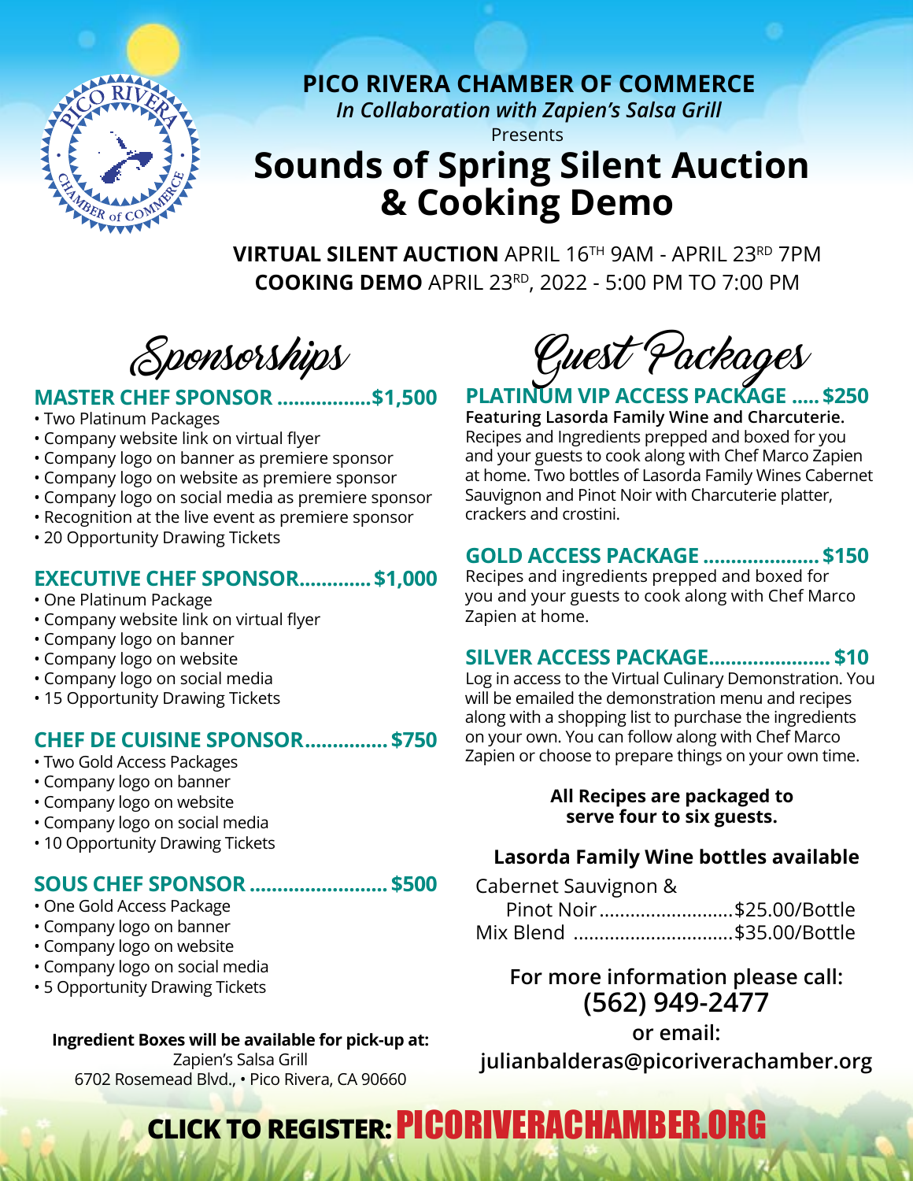# PICO RIVERA CHAMBER OF COMMERCE

*In Collaboration with Zapien's Salsa Grill*

Presents

# Sounds of Spring Silent Auction & Cooking Demo

**VIRTUAL SILENT AUCTION** APRIL 16TH 9AM - APRIL 23RD 7PM

**COOKING DEMO** APRIL 23RD, 2022 - 5:00 PM TO 7:00 PM

## Sponsorships

### MASTER CHEF SPONSOR .................$1,500

- Two Platinum Packages
- Company website link on virtual flyer
- Company logo on banner as premiere sponsor
- Company logo on website as premiere sponsor
- Company logo on social media as premiere sponsor
- Recognition at the live event as premiere sponsor
- 20 Opportunity Drawing Tickets

### EXECUTIVE CHEF SPONSOR............. $1,000

- One Platinum Package
- Company website link on virtual flyer
- Company logo on banner
- Company logo on website
- Company logo on social media
- 15 Opportunity Drawing Tickets

### CHEF DE CUISINE SPONSOR............... $750

- Two Gold Access Packages
- Company logo on banner
- Company logo on website
- Company logo on social media
- 10 Opportunity Drawing Tickets

### SOUS CHEF SPONSOR ......................... $500

- One Gold Access Package
- Company logo on banner
- Company logo on website
- Company logo on social media
- 5 Opportunity Drawing Tickets

**Ingredient Boxes will be available for pick-up at:**

Zapien's Salsa Grill

6702 Rosemead Blvd., • Pico Rivera, CA 90660

## Guest Packages

### PLATINUM VIP ACCESS PACKAGE ..... $250

**Featuring Lasorda Family Wine and Charcuterie.**

Recipes and Ingredients prepped and boxed for you and your guests to cook along with Chef Marco Zapien at home. Two bottles of Lasorda Family Wines Cabernet Sauvignon and Pinot Noir with Charcuterie platter, crackers and crostini.

### GOLD ACCESS PACKAGE ..................... $150

Recipes and ingredients prepped and boxed for you and your guests to cook along with Chef Marco Zapien at home.

### SILVER ACCESS PACKAGE...................... $10

Log in access to the Virtual Culinary Demonstration. You will be emailed the demonstration menu and recipes along with a shopping list to purchase the ingredients on your own. You can follow along with Chef Marco Zapien or choose to prepare things on your own time.

**All Recipes are packaged to serve four to six guests.**

**Lasorda Family Wine bottles available**

Cabernet Sauvignon & Pinot Noir ..........................$25.00/Bottle

Mix Blend ...............................$35.00/Bottle

**For more information please call:**

**(562) 949-2477**

**or email:**

**julianbalderas@picoriverachamber.org**

**CLICK TO REGISTER: PICORIVERACHAMBER.ORG**